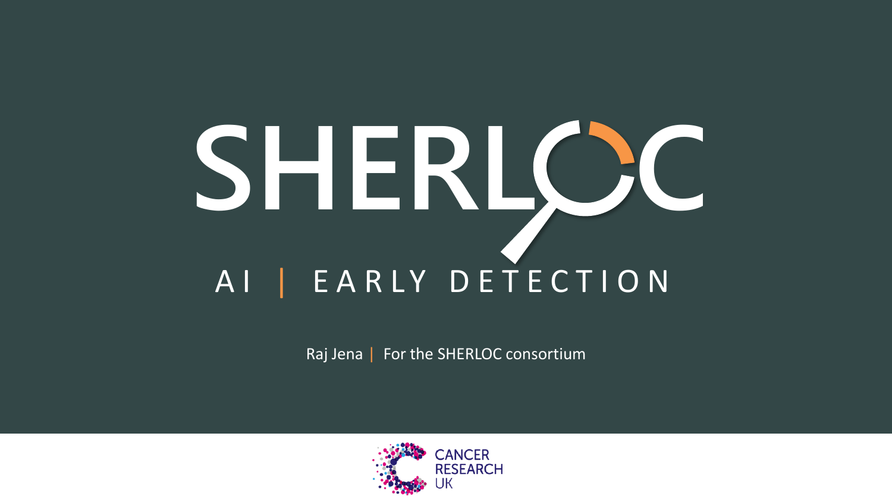# SHERLOC

## AI | EARLY DETECTION

Raj Jena | For the SHERLOC consortium

CANCER RESEARCH UK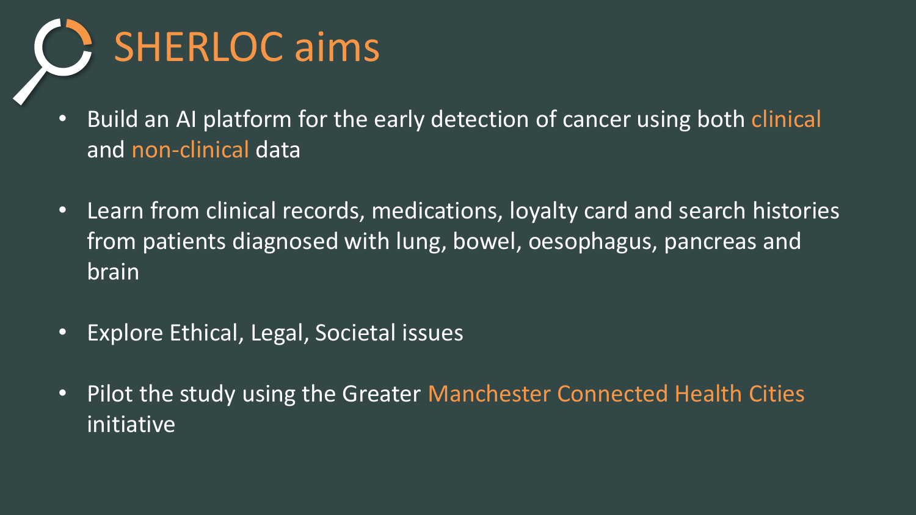# SHERLOC aims

- Build an AI platform for the early detection of cancer using both clinical and non-clinical data
- Learn from clinical records, medications, loyalty card and search histories from patients diagnosed with lung, bowel, oesophagus, pancreas and brain
- Explore Ethical, Legal, Societal issues
- Pilot the study using the Greater Manchester Connected Health Cities initiative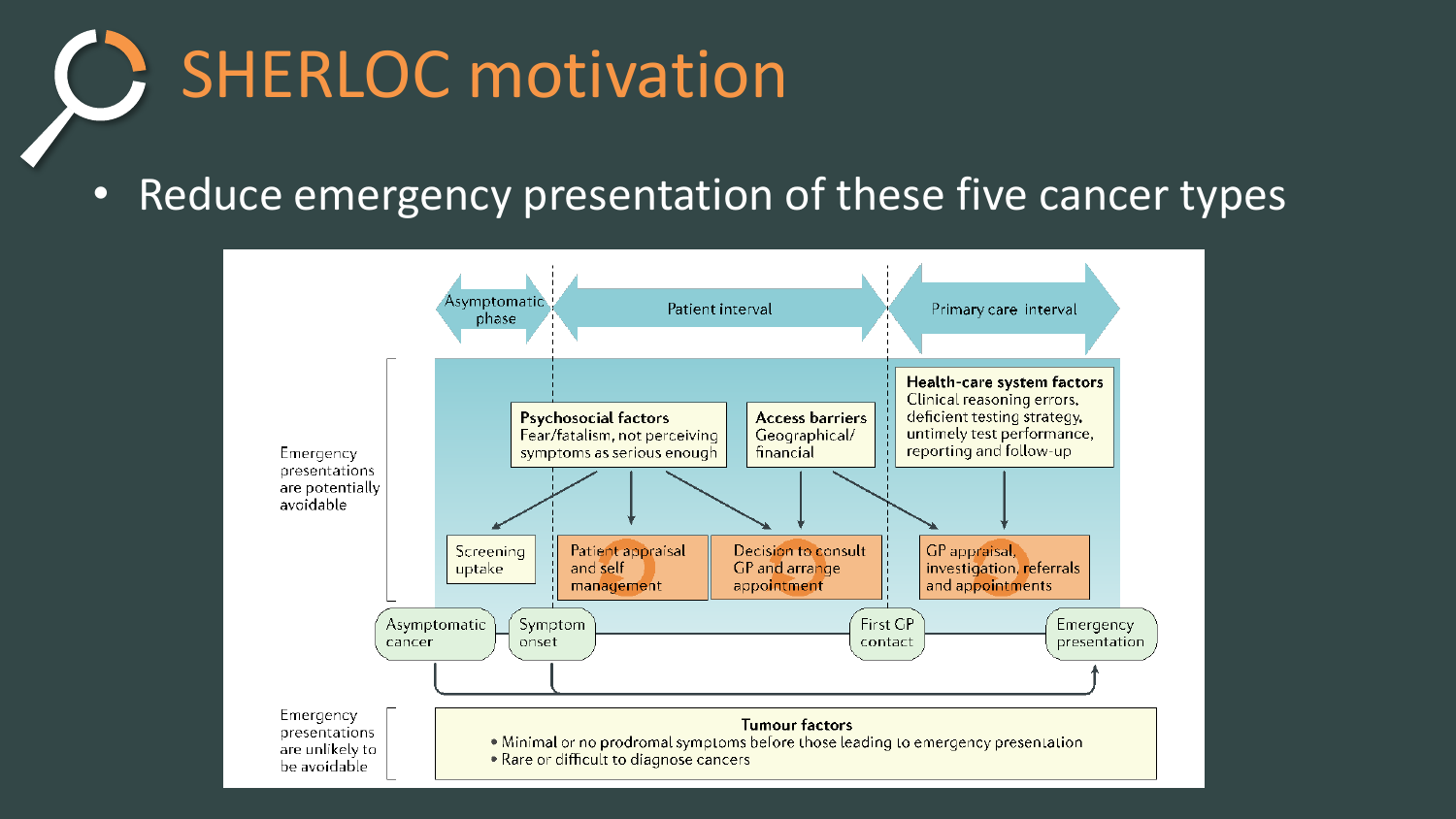# SHERLOC motivation

- Reduce emergency presentation of these five cancer types

Asymptomatic phase | Patient interval | Primary care interval

Emergency presentations are potentially avoidable

**Psychosocial factors**
Fear/fatalism, not perceiving symptoms as serious enough

**Access barriers**
Geographical/ financial

**Health-care system factors**
Clinical reasoning errors, deficient testing strategy, untimely test performance, reporting and follow-up

Screening uptake

Patient appraisal and self management

Decision to consult GP and arrange appointment

GP appraisal, investigation, referrals and appointments

Asymptomatic cancer → Symptom onset → First GP contact → Emergency presentation

Emergency presentations are unlikely to be avoidable

**Tumour factors**
- Minimal or no prodromal symptoms before those leading to emergency presentation
- Rare or difficult to diagnose cancers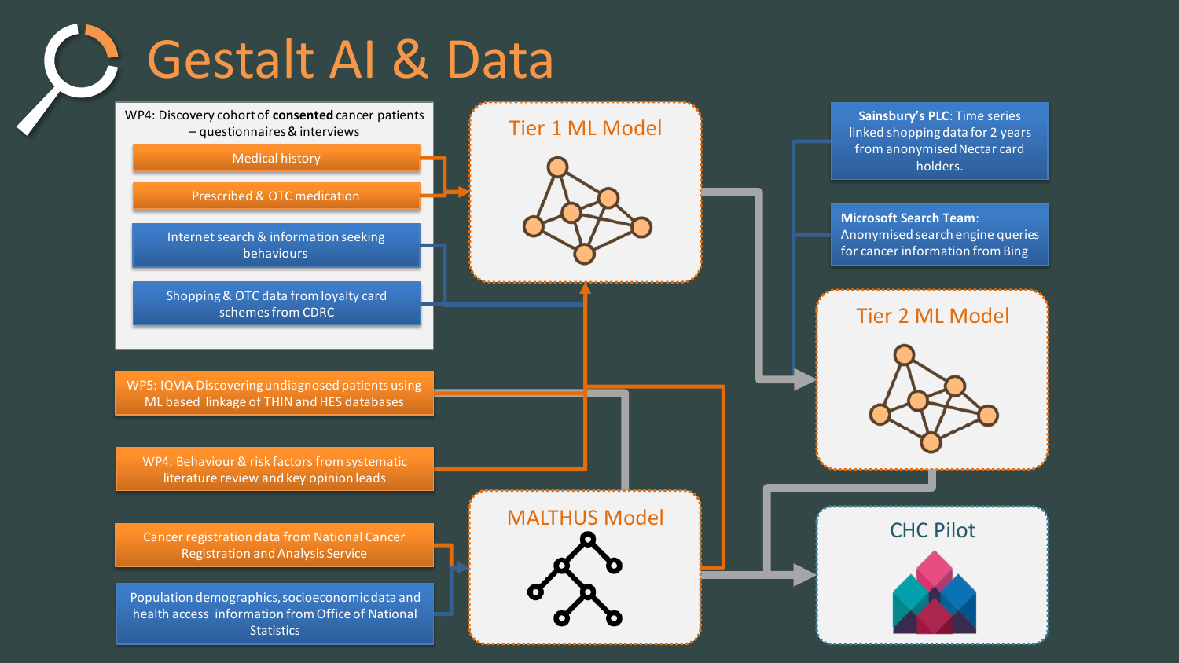# Gestalt AI & Data

**WP4: Discovery cohort of consented cancer patients – questionnaires & interviews**

- Medical history
- Prescribed & OTC medication
- Internet search & information seeking behaviours
- Shopping & OTC data from loyalty card schemes from CDRC

WP5: IQVIA Discovering undiagnosed patients using ML based linkage of THIN and HES databases

WP4: Behaviour & risk factors from systematic literature review and key opinion leads

Cancer registration data from National Cancer Registration and Analysis Service

Population demographics, socioeconomic data and health access information from Office of National Statistics

## Tier 1 ML Model

## MALTHUS Model

**Sainsbury's PLC**: Time series linked shopping data for 2 years from anonymised Nectar card holders.

**Microsoft Search Team**: Anonymised search engine queries for cancer information from Bing

## Tier 2 ML Model

## CHC Pilot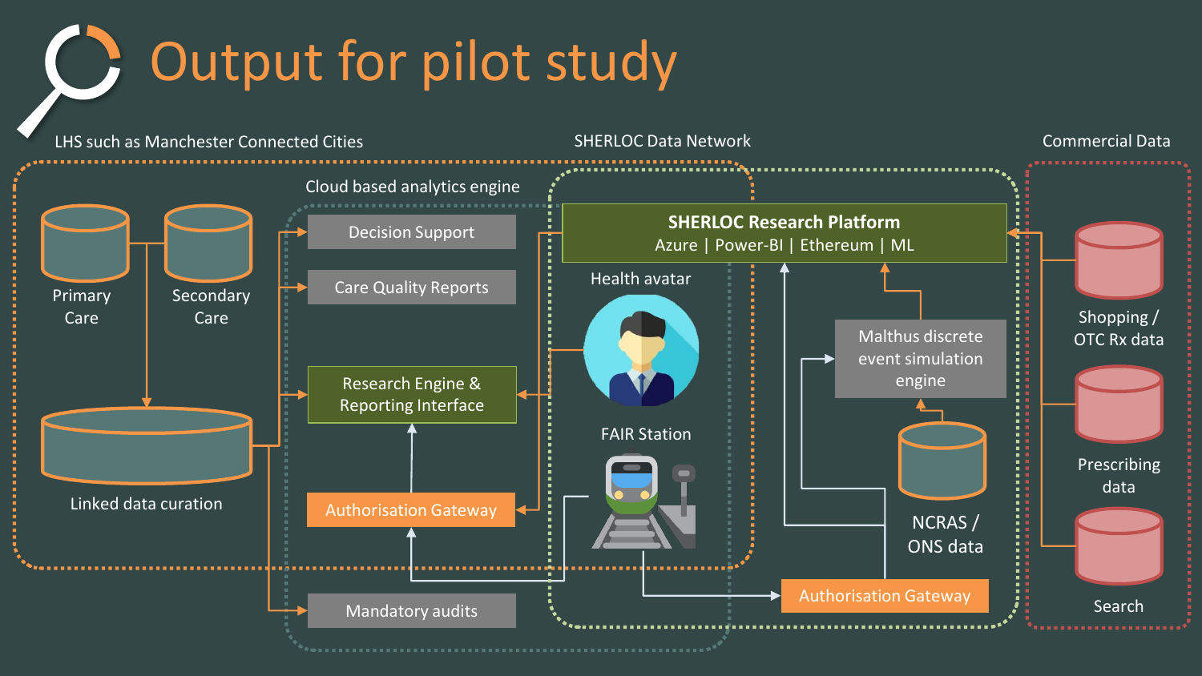# Output for pilot study

LHS such as Manchester Connected Cities

SHERLOC Data Network

Commercial Data

Cloud based analytics engine

Primary Care

Secondary Care

Linked data curation

Decision Support

Care Quality Reports

Research Engine & Reporting Interface

Authorisation Gateway

Mandatory audits

**SHERLOC Research Platform**
Azure | Power-BI | Ethereum | ML

Health avatar

FAIR Station

Malthus discrete event simulation engine

NCRAS / ONS data

Authorisation Gateway

Shopping / OTC Rx data

Prescribing data

Search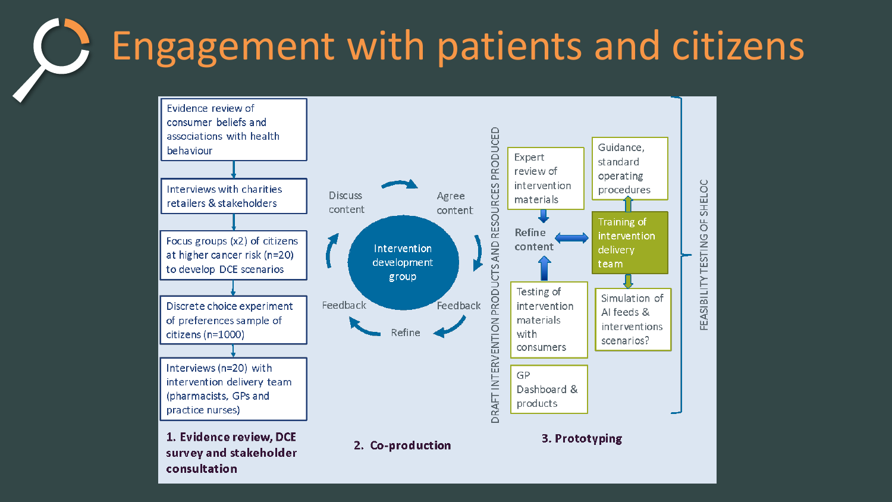# Engagement with patients and citizens

**1. Evidence review, DCE survey and stakeholder consultation**

- Evidence review of consumer beliefs and associations with health behaviour
- Interviews with charities retailers & stakeholders
- Focus groups (x2) of citizens at higher cancer risk (n=20) to develop DCE scenarios
- Discrete choice experiment of preferences sample of citizens (n=1000)
- Interviews (n=20) with intervention delivery team (pharmacists, GPs and practice nurses)

**2. Co-production**

Intervention development group

- Discuss content
- Agree content
- Feedback
- Refine
- Feedback

DRAFT INTERVENTION PRODUCTS AND RESOURCES PRODUCED

**3. Prototyping**

- Expert review of intervention materials
- Refine content
- Testing of intervention materials with consumers
- GP Dashboard & products
- Guidance, standard operating procedures
- Training of intervention delivery team
- Simulation of AI feeds & interventions scenarios?

FEASIBILITY TESTING OF SHELOC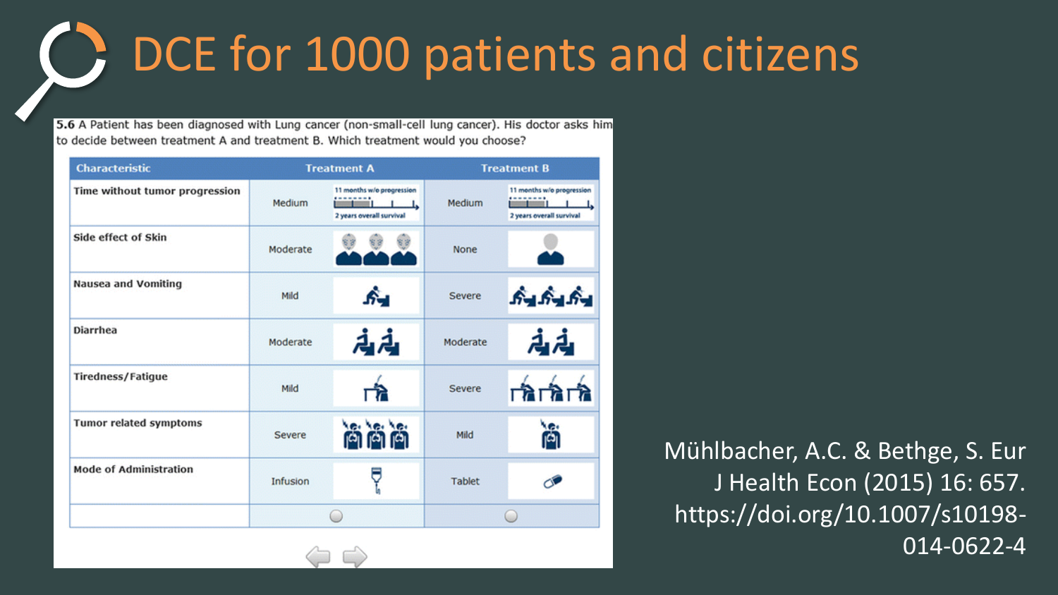# DCE for 1000 patients and citizens

**5.6** A Patient has been diagnosed with Lung cancer (non-small-cell lung cancer). His doctor asks him to decide between treatment A and treatment B. Which treatment would you choose?

| Characteristic | Treatment A | | Treatment B | |
|---|---|---|---|---|
| Time without tumor progression | Medium | 11 months w/o progression; 2 years overall survival | Medium | 11 months w/o progression; 2 years overall survival |
| Side effect of Skin | Moderate | | None | |
| Nausea and Vomiting | Mild | | Severe | |
| Diarrhea | Moderate | | Moderate | |
| Tiredness/Fatigue | Mild | | Severe | |
| Tumor related symptoms | Severe | | Mild | |
| Mode of Administration | Infusion | | Tablet | |
| | ○ | | ○ | |

Mühlbacher, A.C. & Bethge, S. Eur J Health Econ (2015) 16: 657. https://doi.org/10.1007/s10198-014-0622-4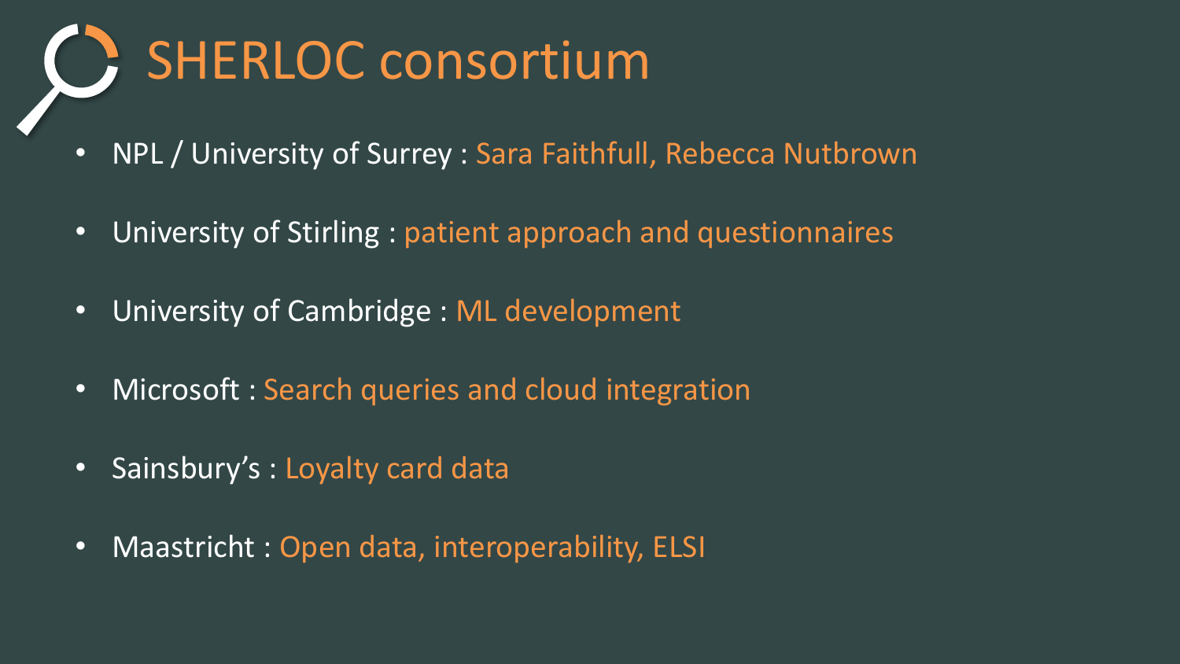# SHERLOC consortium

- NPL / University of Surrey : Sara Faithfull, Rebecca Nutbrown
- University of Stirling : patient approach and questionnaires
- University of Cambridge : ML development
- Microsoft : Search queries and cloud integration
- Sainsbury's : Loyalty card data
- Maastricht : Open data, interoperability, ELSI